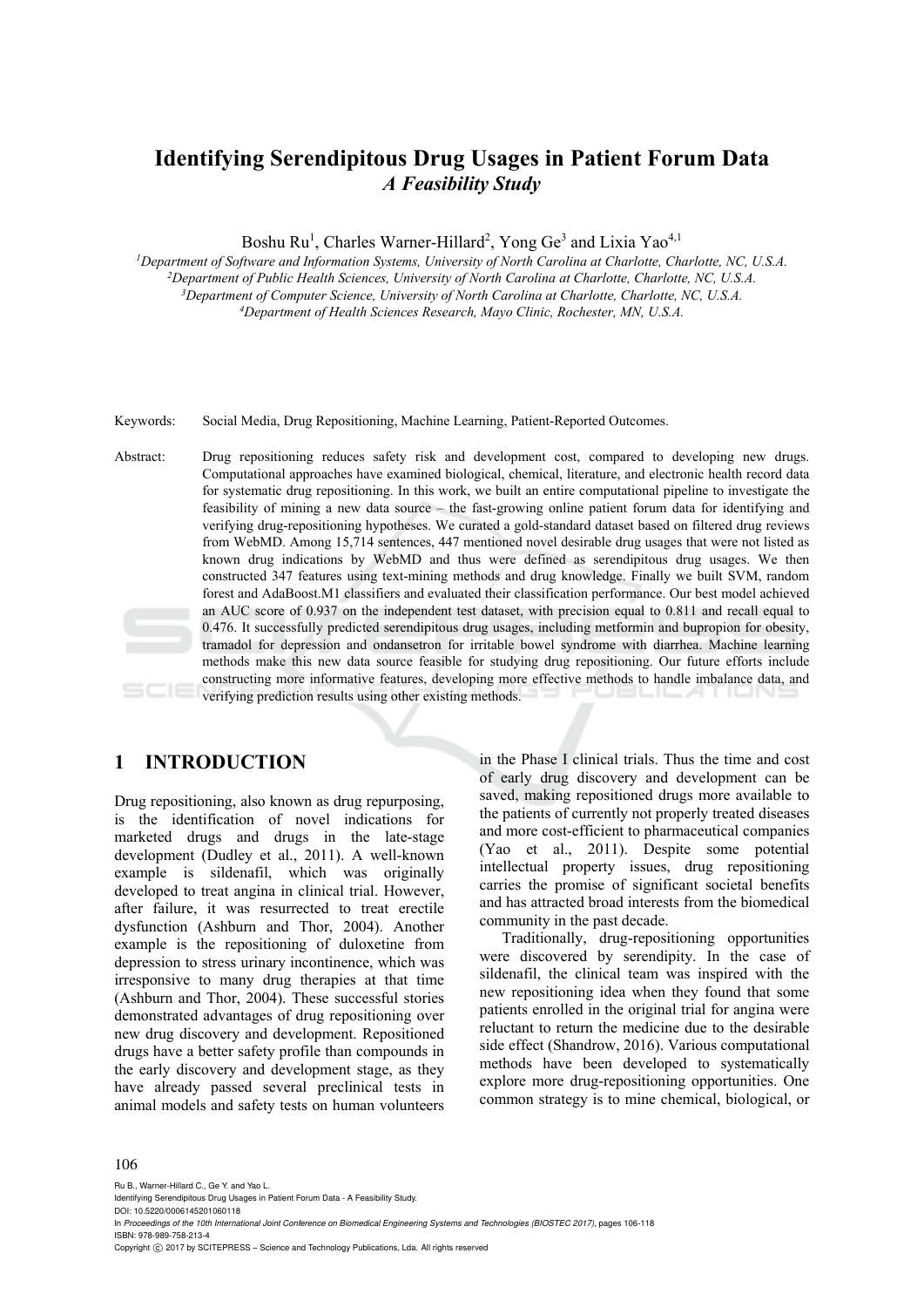# Identifying Serendipitous Drug Usages in Patient Forum Data

## *A Feasibility Study*

Boshu Ru[1], Charles Warner-Hillard[2], Yong Ge[3] and Lixia Yao[4,1]

[1]*Department of Software and Information Systems, University of North Carolina at Charlotte, Charlotte, NC, U.S.A.*
[2]*Department of Public Health Sciences, University of North Carolina at Charlotte, Charlotte, NC, U.S.A.*
[3]*Department of Computer Science, University of North Carolina at Charlotte, Charlotte, NC, U.S.A.*
[4]*Department of Health Sciences Research, Mayo Clinic, Rochester, MN, U.S.A.*

Keywords: Social Media, Drug Repositioning, Machine Learning, Patient-Reported Outcomes.

Abstract: Drug repositioning reduces safety risk and development cost, compared to developing new drugs. Computational approaches have examined biological, chemical, literature, and electronic health record data for systematic drug repositioning. In this work, we built an entire computational pipeline to investigate the feasibility of mining a new data source – the fast-growing online patient forum data for identifying and verifying drug-repositioning hypotheses. We curated a gold-standard dataset based on filtered drug reviews from WebMD. Among 15,714 sentences, 447 mentioned novel desirable drug usages that were not listed as known drug indications by WebMD and thus were defined as serendipitous drug usages. We then constructed 347 features using text-mining methods and drug knowledge. Finally we built SVM, random forest and AdaBoost.M1 classifiers and evaluated their classification performance. Our best model achieved an AUC score of 0.937 on the independent test dataset, with precision equal to 0.811 and recall equal to 0.476. It successfully predicted serendipitous drug usages, including metformin and bupropion for obesity, tramadol for depression and ondansetron for irritable bowel syndrome with diarrhea. Machine learning methods make this new data source feasible for studying drug repositioning. Our future efforts include constructing more informative features, developing more effective methods to handle imbalance data, and verifying prediction results using other existing methods.

## 1 INTRODUCTION

Drug repositioning, also known as drug repurposing, is the identification of novel indications for marketed drugs and drugs in the late-stage development (Dudley et al., 2011). A well-known example is sildenafil, which was originally developed to treat angina in clinical trial. However, after failure, it was resurrected to treat erectile dysfunction (Ashburn and Thor, 2004). Another example is the repositioning of duloxetine from depression to stress urinary incontinence, which was irresponsive to many drug therapies at that time (Ashburn and Thor, 2004). These successful stories demonstrated advantages of drug repositioning over new drug discovery and development. Repositioned drugs have a better safety profile than compounds in the early discovery and development stage, as they have already passed several preclinical tests in animal models and safety tests on human volunteers in the Phase I clinical trials. Thus the time and cost of early drug discovery and development can be saved, making repositioned drugs more available to the patients of currently not properly treated diseases and more cost-efficient to pharmaceutical companies (Yao et al., 2011). Despite some potential intellectual property issues, drug repositioning carries the promise of significant societal benefits and has attracted broad interests from the biomedical community in the past decade.

Traditionally, drug-repositioning opportunities were discovered by serendipity. In the case of sildenafil, the clinical team was inspired with the new repositioning idea when they found that some patients enrolled in the original trial for angina were reluctant to return the medicine due to the desirable side effect (Shandrow, 2016). Various computational methods have been developed to systematically explore more drug-repositioning opportunities. One common strategy is to mine chemical, biological, or

Ru B., Warner-Hillard C., Ge Y. and Yao L.
Identifying Serendipitous Drug Usages in Patient Forum Data - A Feasibility Study.
DOI: 10.5220/0006145201060118
In *Proceedings of the 10th International Joint Conference on Biomedical Engineering Systems and Technologies (BIOSTEC 2017)*, pages 106-118
ISBN: 978-989-758-213-4
Copyright © 2017 by SCITEPRESS – Science and Technology Publications, Lda. All rights reserved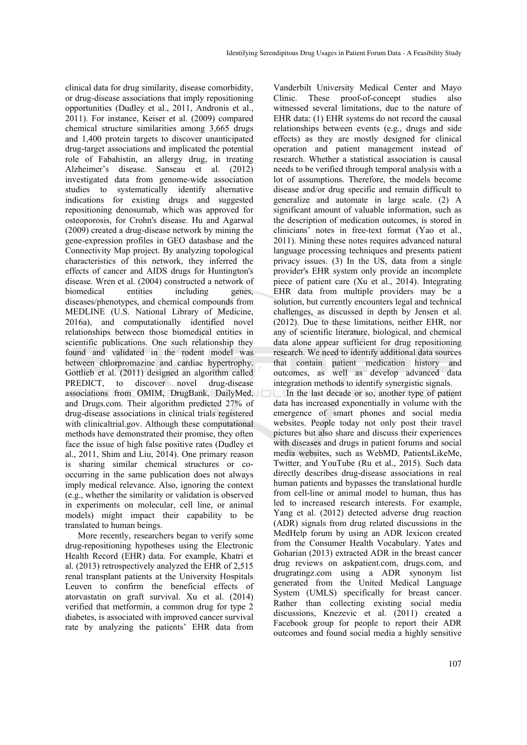clinical data for drug similarity, disease comorbidity, or drug-disease associations that imply repositioning opportunities (Dudley et al., 2011, Andronis et al., 2011). For instance, Keiser et al. (2009) compared chemical structure similarities among 3,665 drugs and 1,400 protein targets to discover unanticipated drug-target associations and implicated the potential role of Fabahistin, an allergy drug, in treating Alzheimer's disease. Sanseau et al. (2012) investigated data from genome-wide association studies to systematically identify alternative indications for existing drugs and suggested repositioning denosumab, which was approved for osteoporosis, for Crohn's disease. Hu and Agarwal (2009) created a drug-disease network by mining the gene-expression profiles in GEO datasbase and the Connectivity Map project. By analyzing topological characteristics of this network, they inferred the effects of cancer and AIDS drugs for Huntington's disease. Wren et al. (2004) constructed a network of biomedical entities including genes, diseases/phenotypes, and chemical compounds from MEDLINE (U.S. National Library of Medicine, 2016a), and computationally identified novel relationships between those biomedical entities in scientific publications. One such relationship they found and validated in the rodent model was between chlorpromazine and cardiac hypertrophy. Gottlieb et al. (2011) designed an algorithm called PREDICT, to discover novel drug-disease associations from OMIM, DrugBank, DailyMed, and Drugs.com. Their algorithm predicted 27% of drug-disease associations in clinical trials registered with clinicaltrial.gov. Although these computational methods have demonstrated their promise, they often face the issue of high false positive rates (Dudley et al., 2011, Shim and Liu, 2014). One primary reason is sharing similar chemical structures or co-occurring in the same publication does not always imply medical relevance. Also, ignoring the context (e.g., whether the similarity or validation is observed in experiments on molecular, cell line, or animal models) might impact their capability to be translated to human beings.

More recently, researchers began to verify some drug-repositioning hypotheses using the Electronic Health Record (EHR) data. For example, Khatri et al. (2013) retrospectively analyzed the EHR of 2,515 renal transplant patients at the University Hospitals Leuven to confirm the beneficial effects of atorvastatin on graft survival. Xu et al. (2014) verified that metformin, a common drug for type 2 diabetes, is associated with improved cancer survival rate by analyzing the patients' EHR data from Vanderbilt University Medical Center and Mayo Clinic. These proof-of-concept studies also witnessed several limitations, due to the nature of EHR data: (1) EHR systems do not record the causal relationships between events (e.g., drugs and side effects) as they are mostly designed for clinical operation and patient management instead of research. Whether a statistical association is causal needs to be verified through temporal analysis with a lot of assumptions. Therefore, the models become disease and/or drug specific and remain difficult to generalize and automate in large scale. (2) A significant amount of valuable information, such as the description of medication outcomes, is stored in clinicians' notes in free-text format (Yao et al., 2011). Mining these notes requires advanced natural language processing techniques and presents patient privacy issues. (3) In the US, data from a single provider's EHR system only provide an incomplete piece of patient care (Xu et al., 2014). Integrating EHR data from multiple providers may be a solution, but currently encounters legal and technical challenges, as discussed in depth by Jensen et al. (2012). Due to these limitations, neither EHR, nor any of scientific literature, biological, and chemical data alone appear sufficient for drug repositioning research. We need to identify additional data sources that contain patient medication history and outcomes, as well as develop advanced data integration methods to identify synergistic signals.

In the last decade or so, another type of patient data has increased exponentially in volume with the emergence of smart phones and social media websites. People today not only post their travel pictures but also share and discuss their experiences with diseases and drugs in patient forums and social media websites, such as WebMD, PatientsLikeMe, Twitter, and YouTube (Ru et al., 2015). Such data directly describes drug-disease associations in real human patients and bypasses the translational hurdle from cell-line or animal model to human, thus has led to increased research interests. For example, Yang et al. (2012) detected adverse drug reaction (ADR) signals from drug related discussions in the MedHelp forum by using an ADR lexicon created from the Consumer Health Vocabulary. Yates and Goharian (2013) extracted ADR in the breast cancer drug reviews on askpatient.com, drugs.com, and drugratingz.com using a ADR synonym list generated from the United Medical Language System (UMLS) specifically for breast cancer. Rather than collecting existing social media discussions, Knezevic et al. (2011) created a Facebook group for people to report their ADR outcomes and found social media a highly sensitive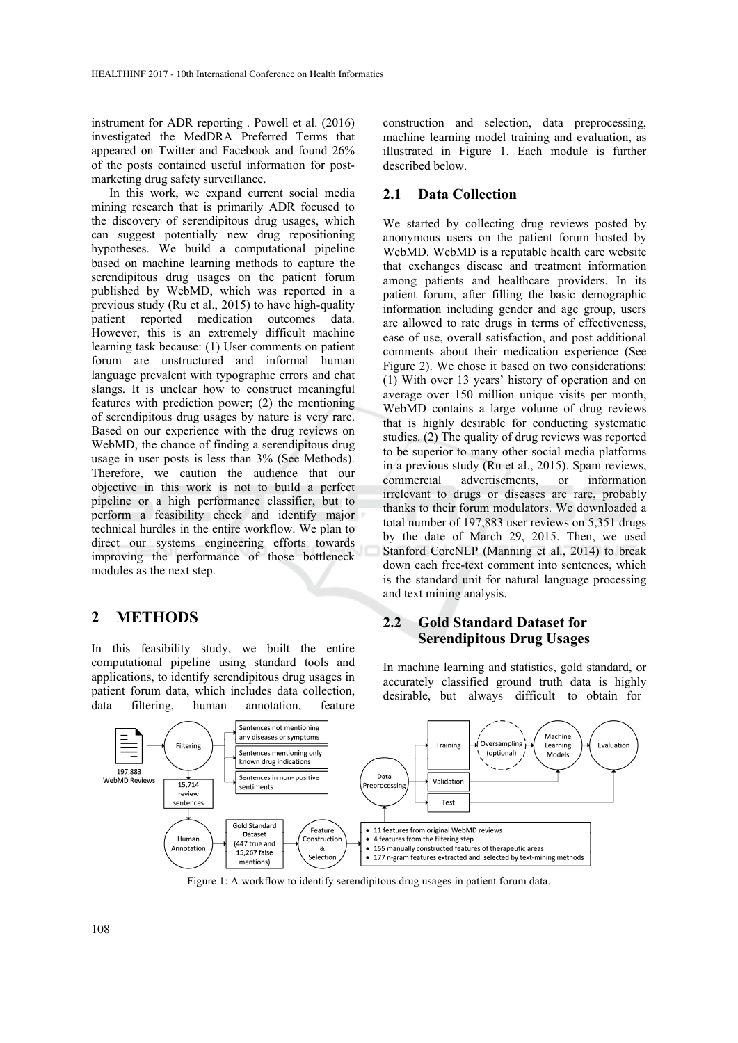instrument for ADR reporting . Powell et al. (2016) investigated the MedDRA Preferred Terms that appeared on Twitter and Facebook and found 26% of the posts contained useful information for post-marketing drug safety surveillance.

In this work, we expand current social media mining research that is primarily ADR focused to the discovery of serendipitous drug usages, which can suggest potentially new drug repositioning hypotheses. We build a computational pipeline based on machine learning methods to capture the serendipitous drug usages on the patient forum published by WebMD, which was reported in a previous study (Ru et al., 2015) to have high-quality patient reported medication outcomes data. However, this is an extremely difficult machine learning task because: (1) User comments on patient forum are unstructured and informal human language prevalent with typographic errors and chat slangs. It is unclear how to construct meaningful features with prediction power; (2) the mentioning of serendipitous drug usages by nature is very rare. Based on our experience with the drug reviews on WebMD, the chance of finding a serendipitous drug usage in user posts is less than 3% (See Methods). Therefore, we caution the audience that our objective in this work is not to build a perfect pipeline or a high performance classifier, but to perform a feasibility check and identify major technical hurdles in the entire workflow. We plan to direct our systems engineering efforts towards improving the performance of those bottleneck modules as the next step.

## 2 METHODS

In this feasibility study, we built the entire computational pipeline using standard tools and applications, to identify serendipitous drug usages in patient forum data, which includes data collection, data filtering, human annotation, feature construction and selection, data preprocessing, machine learning model training and evaluation, as illustrated in Figure 1. Each module is further described below.

### 2.1 Data Collection

We started by collecting drug reviews posted by anonymous users on the patient forum hosted by WebMD. WebMD is a reputable health care website that exchanges disease and treatment information among patients and healthcare providers. In its patient forum, after filling the basic demographic information including gender and age group, users are allowed to rate drugs in terms of effectiveness, ease of use, overall satisfaction, and post additional comments about their medication experience (See Figure 2). We chose it based on two considerations: (1) With over 13 years' history of operation and on average over 150 million unique visits per month, WebMD contains a large volume of drug reviews that is highly desirable for conducting systematic studies. (2) The quality of drug reviews was reported to be superior to many other social media platforms in a previous study (Ru et al., 2015). Spam reviews, commercial advertisements, or information irrelevant to drugs or diseases are rare, probably thanks to their forum modulators. We downloaded a total number of 197,883 user reviews on 5,351 drugs by the date of March 29, 2015. Then, we used Stanford CoreNLP (Manning et al., 2014) to break down each free-text comment into sentences, which is the standard unit for natural language processing and text mining analysis.

### 2.2 Gold Standard Dataset for Serendipitous Drug Usages

In machine learning and statistics, gold standard, or accurately classified ground truth data is highly desirable, but always difficult to obtain for

197,883 WebMD Reviews → Filtering → (Sentences not mentioning any diseases or symptoms; Sentences mentioning only known drug indications; Sentences in non- positive sentiments) → 15,714 review sentences → Human Annotation → Gold Standard Dataset (447 true and 15,267 false mentions) → Feature Construction & Selection → (• 11 features from original WebMD reviews • 4 features from the filtering step • 155 manually constructed features of therapeutic areas • 177 n-gram features extracted and selected by text-mining methods) → Data Preprocessing → Training → Oversampling (optional) → Machine Learning Models → Evaluation; Validation; Test

Figure 1: A workflow to identify serendipitous drug usages in patient forum data.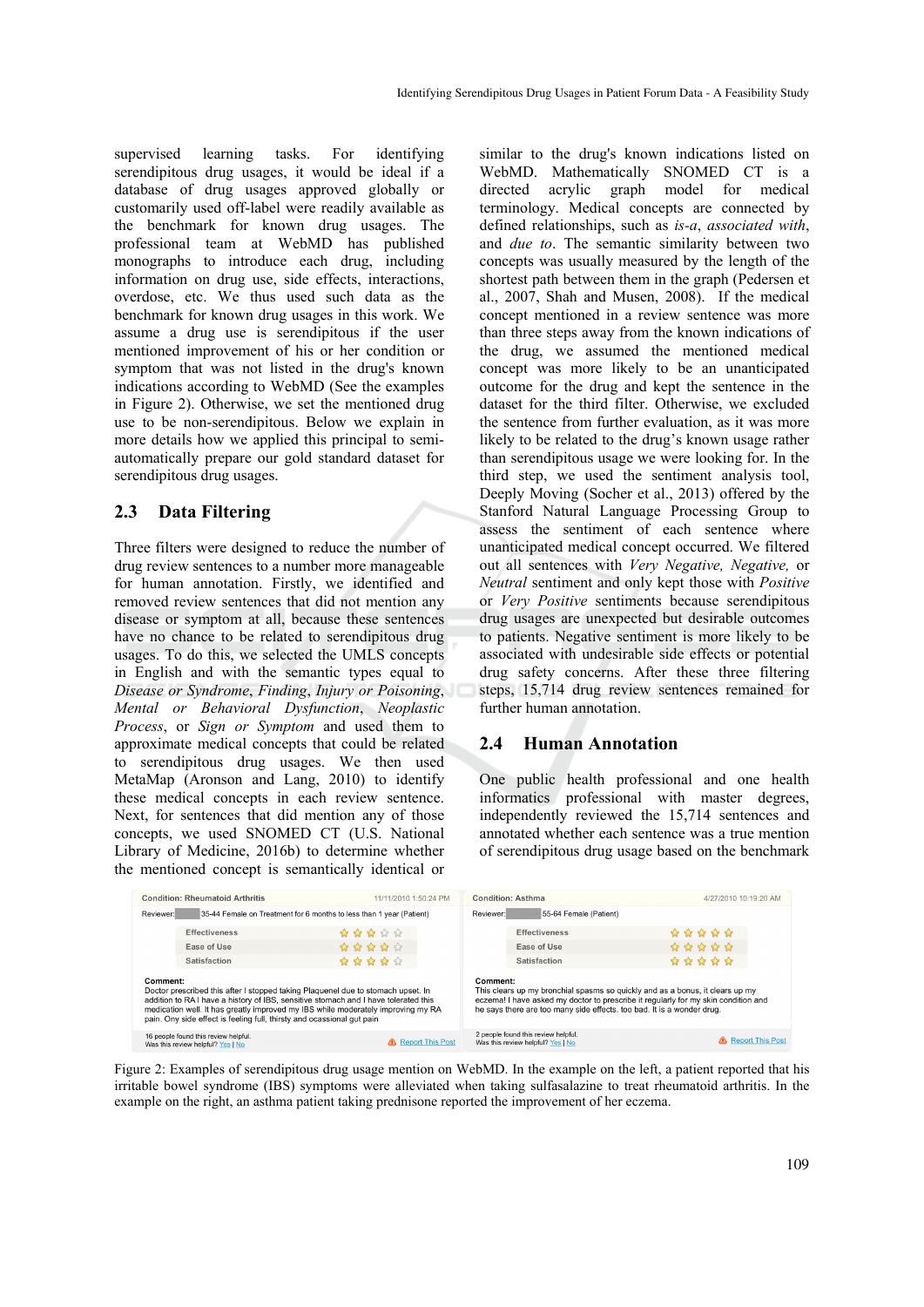supervised learning tasks. For identifying serendipitous drug usages, it would be ideal if a database of drug usages approved globally or customarily used off-label were readily available as the benchmark for known drug usages. The professional team at WebMD has published monographs to introduce each drug, including information on drug use, side effects, interactions, overdose, etc. We thus used such data as the benchmark for known drug usages in this work. We assume a drug use is serendipitous if the user mentioned improvement of his or her condition or symptom that was not listed in the drug's known indications according to WebMD (See the examples in Figure 2). Otherwise, we set the mentioned drug use to be non-serendipitous. Below we explain in more details how we applied this principal to semi-automatically prepare our gold standard dataset for serendipitous drug usages.

## 2.3 Data Filtering

Three filters were designed to reduce the number of drug review sentences to a number more manageable for human annotation. Firstly, we identified and removed review sentences that did not mention any disease or symptom at all, because these sentences have no chance to be related to serendipitous drug usages. To do this, we selected the UMLS concepts in English and with the semantic types equal to *Disease or Syndrome*, *Finding*, *Injury or Poisoning*, *Mental or Behavioral Dysfunction*, *Neoplastic Process*, or *Sign or Symptom* and used them to approximate medical concepts that could be related to serendipitous drug usages. We then used MetaMap (Aronson and Lang, 2010) to identify these medical concepts in each review sentence. Next, for sentences that did mention any of those concepts, we used SNOMED CT (U.S. National Library of Medicine, 2016b) to determine whether the mentioned concept is semantically identical or similar to the drug's known indications listed on WebMD. Mathematically SNOMED CT is a directed acrylic graph model for medical terminology. Medical concepts are connected by defined relationships, such as *is-a*, *associated with*, and *due to*. The semantic similarity between two concepts was usually measured by the length of the shortest path between them in the graph (Pedersen et al., 2007, Shah and Musen, 2008). If the medical concept mentioned in a review sentence was more than three steps away from the known indications of the drug, we assumed the mentioned medical concept was more likely to be an unanticipated outcome for the drug and kept the sentence in the dataset for the third filter. Otherwise, we excluded the sentence from further evaluation, as it was more likely to be related to the drug's known usage rather than serendipitous usage we were looking for. In the third step, we used the sentiment analysis tool, Deeply Moving (Socher et al., 2013) offered by the Stanford Natural Language Processing Group to assess the sentiment of each sentence where unanticipated medical concept occurred. We filtered out all sentences with *Very Negative, Negative,* or *Neutral* sentiment and only kept those with *Positive* or *Very Positive* sentiments because serendipitous drug usages are unexpected but desirable outcomes to patients. Negative sentiment is more likely to be associated with undesirable side effects or potential drug safety concerns. After these three filtering steps, 15,714 drug review sentences remained for further human annotation.

## 2.4 Human Annotation

One public health professional and one health informatics professional with master degrees, independently reviewed the 15,714 sentences and annotated whether each sentence was a true mention of serendipitous drug usage based on the benchmark

Figure 2: Examples of serendipitous drug usage mention on WebMD. In the example on the left, a patient reported that his irritable bowel syndrome (IBS) symptoms were alleviated when taking sulfasalazine to treat rheumatoid arthritis. In the example on the right, an asthma patient taking prednisone reported the improvement of her eczema.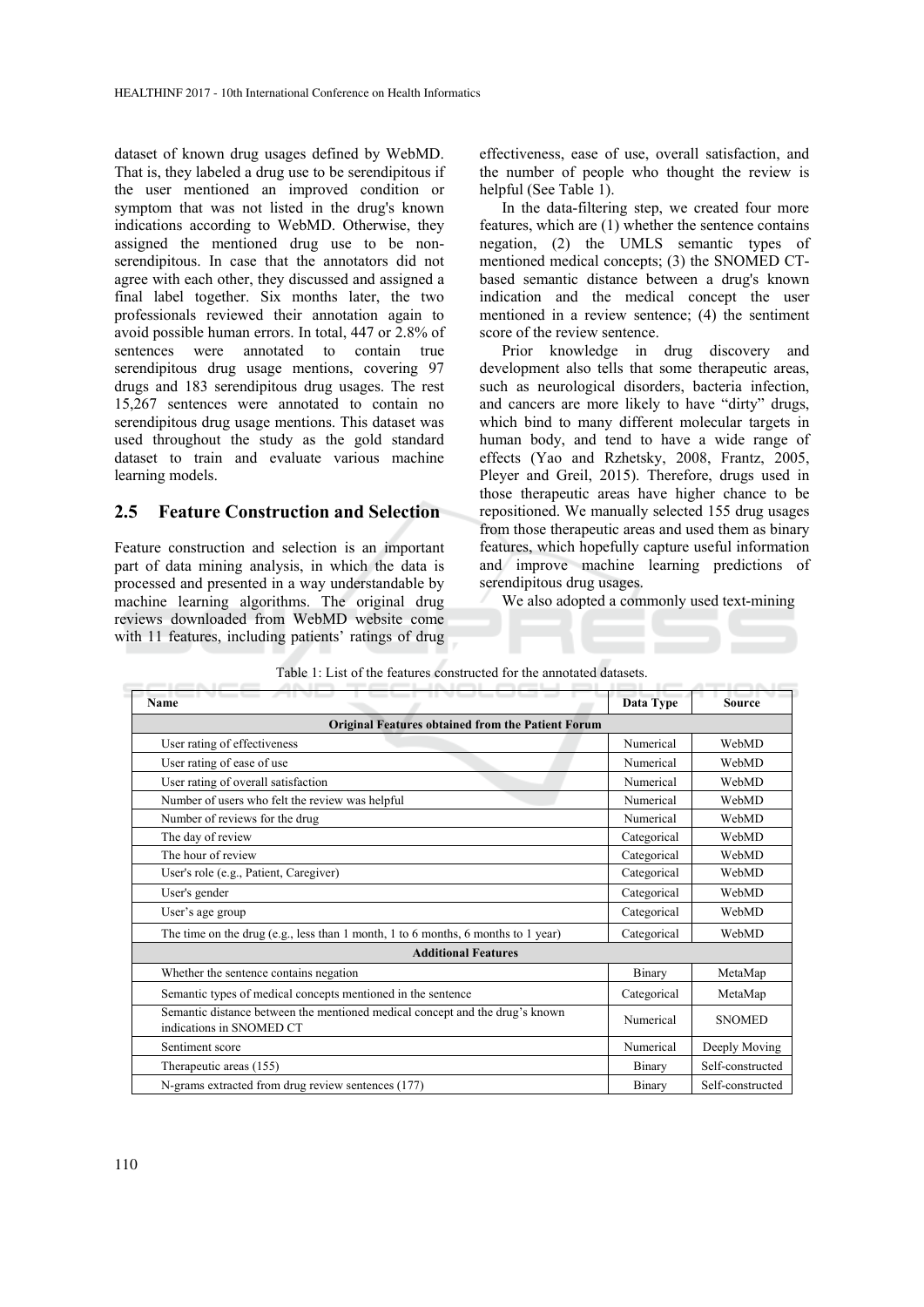dataset of known drug usages defined by WebMD. That is, they labeled a drug use to be serendipitous if the user mentioned an improved condition or symptom that was not listed in the drug's known indications according to WebMD. Otherwise, they assigned the mentioned drug use to be non-serendipitous. In case that the annotators did not agree with each other, they discussed and assigned a final label together. Six months later, the two professionals reviewed their annotation again to avoid possible human errors. In total, 447 or 2.8% of sentences were annotated to contain true serendipitous drug usage mentions, covering 97 drugs and 183 serendipitous drug usages. The rest 15,267 sentences were annotated to contain no serendipitous drug usage mentions. This dataset was used throughout the study as the gold standard dataset to train and evaluate various machine learning models.

## 2.5 Feature Construction and Selection

Feature construction and selection is an important part of data mining analysis, in which the data is processed and presented in a way understandable by machine learning algorithms. The original drug reviews downloaded from WebMD website come with 11 features, including patients' ratings of drug effectiveness, ease of use, overall satisfaction, and the number of people who thought the review is helpful (See Table 1).

In the data-filtering step, we created four more features, which are (1) whether the sentence contains negation, (2) the UMLS semantic types of mentioned medical concepts; (3) the SNOMED CT-based semantic distance between a drug's known indication and the medical concept the user mentioned in a review sentence; (4) the sentiment score of the review sentence.

Prior knowledge in drug discovery and development also tells that some therapeutic areas, such as neurological disorders, bacteria infection, and cancers are more likely to have "dirty" drugs, which bind to many different molecular targets in human body, and tend to have a wide range of effects (Yao and Rzhetsky, 2008, Frantz, 2005, Pleyer and Greil, 2015). Therefore, drugs used in those therapeutic areas have higher chance to be repositioned. We manually selected 155 drug usages from those therapeutic areas and used them as binary features, which hopefully capture useful information and improve machine learning predictions of serendipitous drug usages.

We also adopted a commonly used text-mining

Table 1: List of the features constructed for the annotated datasets.

| Name | Data Type | Source |
|---|---|---|
| **Original Features obtained from the Patient Forum** | | |
| User rating of effectiveness | Numerical | WebMD |
| User rating of ease of use | Numerical | WebMD |
| User rating of overall satisfaction | Numerical | WebMD |
| Number of users who felt the review was helpful | Numerical | WebMD |
| Number of reviews for the drug | Numerical | WebMD |
| The day of review | Categorical | WebMD |
| The hour of review | Categorical | WebMD |
| User's role (e.g., Patient, Caregiver) | Categorical | WebMD |
| User's gender | Categorical | WebMD |
| User's age group | Categorical | WebMD |
| The time on the drug (e.g., less than 1 month, 1 to 6 months, 6 months to 1 year) | Categorical | WebMD |
| **Additional Features** | | |
| Whether the sentence contains negation | Binary | MetaMap |
| Semantic types of medical concepts mentioned in the sentence | Categorical | MetaMap |
| Semantic distance between the mentioned medical concept and the drug's known indications in SNOMED CT | Numerical | SNOMED |
| Sentiment score | Numerical | Deeply Moving |
| Therapeutic areas (155) | Binary | Self-constructed |
| N-grams extracted from drug review sentences (177) | Binary | Self-constructed |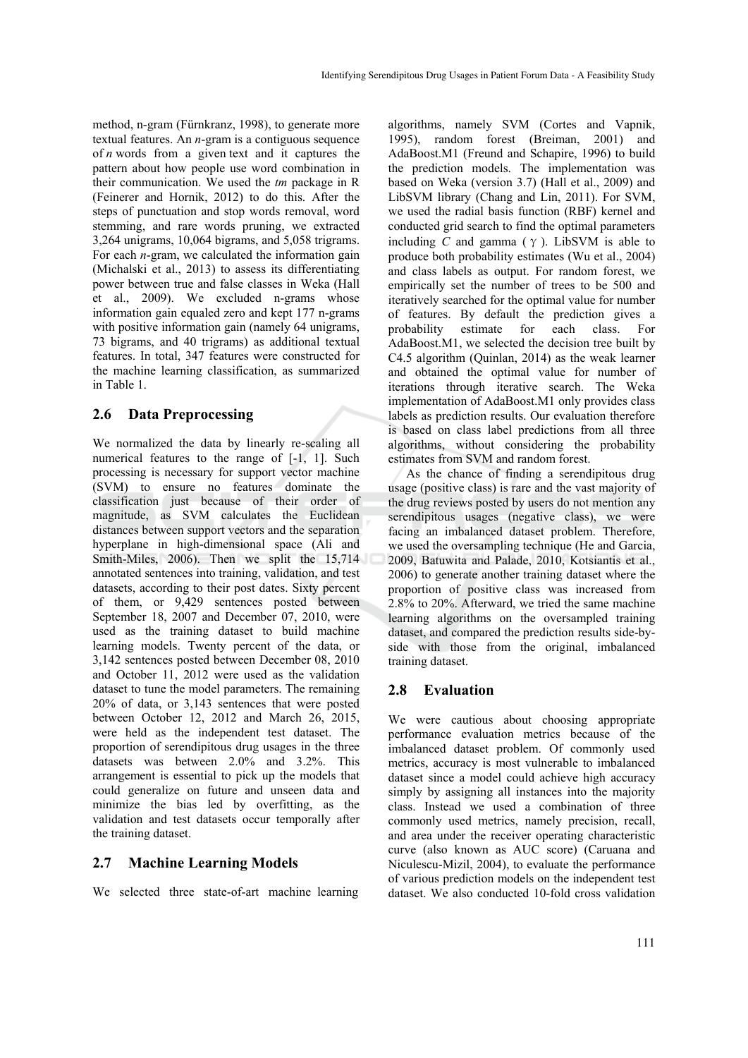method, n-gram (Fürnkranz, 1998), to generate more textual features. An *n*-gram is a contiguous sequence of *n* words from a given text and it captures the pattern about how people use word combination in their communication. We used the *tm* package in R (Feinerer and Hornik, 2012) to do this. After the steps of punctuation and stop words removal, word stemming, and rare words pruning, we extracted 3,264 unigrams, 10,064 bigrams, and 5,058 trigrams. For each *n*-gram, we calculated the information gain (Michalski et al., 2013) to assess its differentiating power between true and false classes in Weka (Hall et al., 2009). We excluded n-grams whose information gain equaled zero and kept 177 n-grams with positive information gain (namely 64 unigrams, 73 bigrams, and 40 trigrams) as additional textual features. In total, 347 features were constructed for the machine learning classification, as summarized in Table 1.

## 2.6 Data Preprocessing

We normalized the data by linearly re-scaling all numerical features to the range of [-1, 1]. Such processing is necessary for support vector machine (SVM) to ensure no features dominate the classification just because of their order of magnitude, as SVM calculates the Euclidean distances between support vectors and the separation hyperplane in high-dimensional space (Ali and Smith-Miles, 2006). Then we split the 15,714 annotated sentences into training, validation, and test datasets, according to their post dates. Sixty percent of them, or 9,429 sentences posted between September 18, 2007 and December 07, 2010, were used as the training dataset to build machine learning models. Twenty percent of the data, or 3,142 sentences posted between December 08, 2010 and October 11, 2012 were used as the validation dataset to tune the model parameters. The remaining 20% of data, or 3,143 sentences that were posted between October 12, 2012 and March 26, 2015, were held as the independent test dataset. The proportion of serendipitous drug usages in the three datasets was between 2.0% and 3.2%. This arrangement is essential to pick up the models that could generalize on future and unseen data and minimize the bias led by overfitting, as the validation and test datasets occur temporally after the training dataset.

## 2.7 Machine Learning Models

We selected three state-of-art machine learning algorithms, namely SVM (Cortes and Vapnik, 1995), random forest (Breiman, 2001) and AdaBoost.M1 (Freund and Schapire, 1996) to build the prediction models. The implementation was based on Weka (version 3.7) (Hall et al., 2009) and LibSVM library (Chang and Lin, 2011). For SVM, we used the radial basis function (RBF) kernel and conducted grid search to find the optimal parameters including $C$ and gamma ( $\gamma$ ). LibSVM is able to produce both probability estimates (Wu et al., 2004) and class labels as output. For random forest, we empirically set the number of trees to be 500 and iteratively searched for the optimal value for number of features. By default the prediction gives a probability estimate for each class. For AdaBoost.M1, we selected the decision tree built by C4.5 algorithm (Quinlan, 2014) as the weak learner and obtained the optimal value for number of iterations through iterative search. The Weka implementation of AdaBoost.M1 only provides class labels as prediction results. Our evaluation therefore is based on class label predictions from all three algorithms, without considering the probability estimates from SVM and random forest.

As the chance of finding a serendipitous drug usage (positive class) is rare and the vast majority of the drug reviews posted by users do not mention any serendipitous usages (negative class), we were facing an imbalanced dataset problem. Therefore, we used the oversampling technique (He and Garcia, 2009, Batuwita and Palade, 2010, Kotsiantis et al., 2006) to generate another training dataset where the proportion of positive class was increased from 2.8% to 20%. Afterward, we tried the same machine learning algorithms on the oversampled training dataset, and compared the prediction results side-by-side with those from the original, imbalanced training dataset.

## 2.8 Evaluation

We were cautious about choosing appropriate performance evaluation metrics because of the imbalanced dataset problem. Of commonly used metrics, accuracy is most vulnerable to imbalanced dataset since a model could achieve high accuracy simply by assigning all instances into the majority class. Instead we used a combination of three commonly used metrics, namely precision, recall, and area under the receiver operating characteristic curve (also known as AUC score) (Caruana and Niculescu-Mizil, 2004), to evaluate the performance of various prediction models on the independent test dataset. We also conducted 10-fold cross validation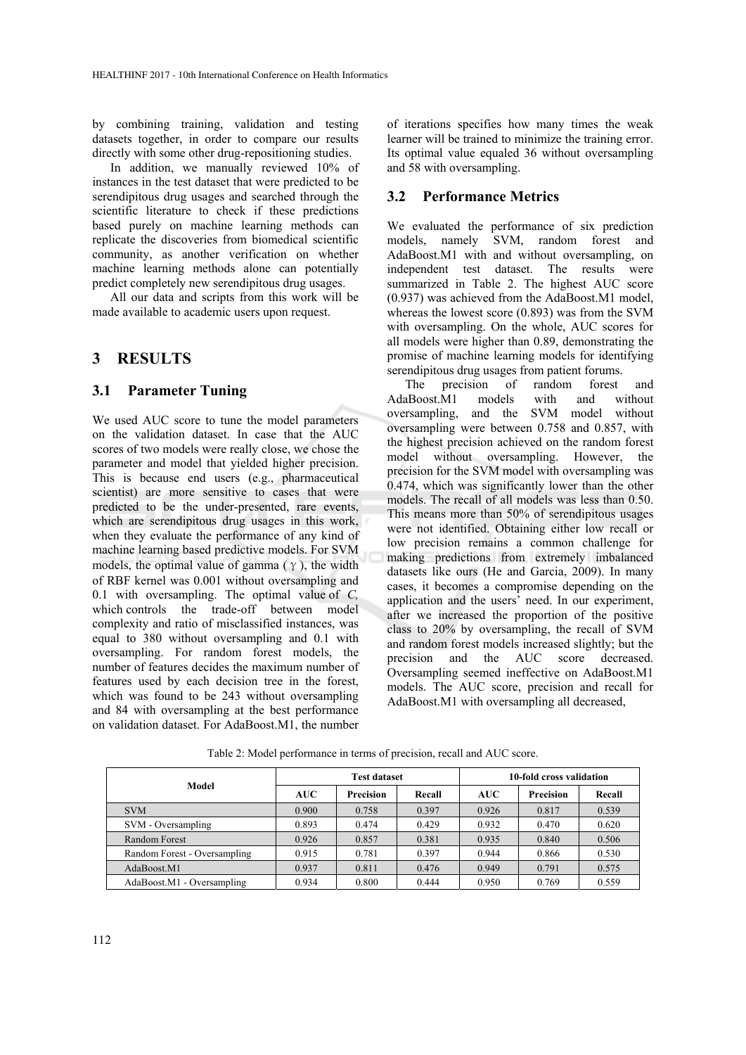by combining training, validation and testing datasets together, in order to compare our results directly with some other drug-repositioning studies.

In addition, we manually reviewed 10% of instances in the test dataset that were predicted to be serendipitous drug usages and searched through the scientific literature to check if these predictions based purely on machine learning methods can replicate the discoveries from biomedical scientific community, as another verification on whether machine learning methods alone can potentially predict completely new serendipitous drug usages.

All our data and scripts from this work will be made available to academic users upon request.

# 3 RESULTS

## 3.1 Parameter Tuning

We used AUC score to tune the model parameters on the validation dataset. In case that the AUC scores of two models were really close, we chose the parameter and model that yielded higher precision. This is because end users (e.g., pharmaceutical scientist) are more sensitive to cases that were predicted to be the under-presented, rare events, which are serendipitous drug usages in this work, when they evaluate the performance of any kind of machine learning based predictive models. For SVM models, the optimal value of gamma ($\gamma$), the width of RBF kernel was 0.001 without oversampling and 0.1 with oversampling. The optimal value of *C*, which controls the trade-off between model complexity and ratio of misclassified instances, was equal to 380 without oversampling and 0.1 with oversampling. For random forest models, the number of features decides the maximum number of features used by each decision tree in the forest, which was found to be 243 without oversampling and 84 with oversampling at the best performance on validation dataset. For AdaBoost.M1, the number of iterations specifies how many times the weak learner will be trained to minimize the training error. Its optimal value equaled 36 without oversampling and 58 with oversampling.

## 3.2 Performance Metrics

We evaluated the performance of six prediction models, namely SVM, random forest and AdaBoost.M1 with and without oversampling, on independent test dataset. The results were summarized in Table 2. The highest AUC score (0.937) was achieved from the AdaBoost.M1 model, whereas the lowest score (0.893) was from the SVM with oversampling. On the whole, AUC scores for all models were higher than 0.89, demonstrating the promise of machine learning models for identifying serendipitous drug usages from patient forums.

The precision of random forest and AdaBoost.M1 models with and without oversampling, and the SVM model without oversampling were between 0.758 and 0.857, with the highest precision achieved on the random forest model without oversampling. However, the precision for the SVM model with oversampling was 0.474, which was significantly lower than the other models. The recall of all models was less than 0.50. This means more than 50% of serendipitous usages were not identified. Obtaining either low recall or low precision remains a common challenge for making predictions from extremely imbalanced datasets like ours (He and Garcia, 2009). In many cases, it becomes a compromise depending on the application and the users' need. In our experiment, after we increased the proportion of the positive class to 20% by oversampling, the recall of SVM and random forest models increased slightly; but the precision and the AUC score decreased. Oversampling seemed ineffective on AdaBoost.M1 models. The AUC score, precision and recall for AdaBoost.M1 with oversampling all decreased,

Table 2: Model performance in terms of precision, recall and AUC score.

| Model | Test dataset | | | 10-fold cross validation | | |
|---|---|---|---|---|---|---|
| | AUC | Precision | Recall | AUC | Precision | Recall |
| SVM | 0.900 | 0.758 | 0.397 | 0.926 | 0.817 | 0.539 |
| SVM - Oversampling | 0.893 | 0.474 | 0.429 | 0.932 | 0.470 | 0.620 |
| Random Forest | 0.926 | 0.857 | 0.381 | 0.935 | 0.840 | 0.506 |
| Random Forest - Oversampling | 0.915 | 0.781 | 0.397 | 0.944 | 0.866 | 0.530 |
| AdaBoost.M1 | 0.937 | 0.811 | 0.476 | 0.949 | 0.791 | 0.575 |
| AdaBoost.M1 - Oversampling | 0.934 | 0.800 | 0.444 | 0.950 | 0.769 | 0.559 |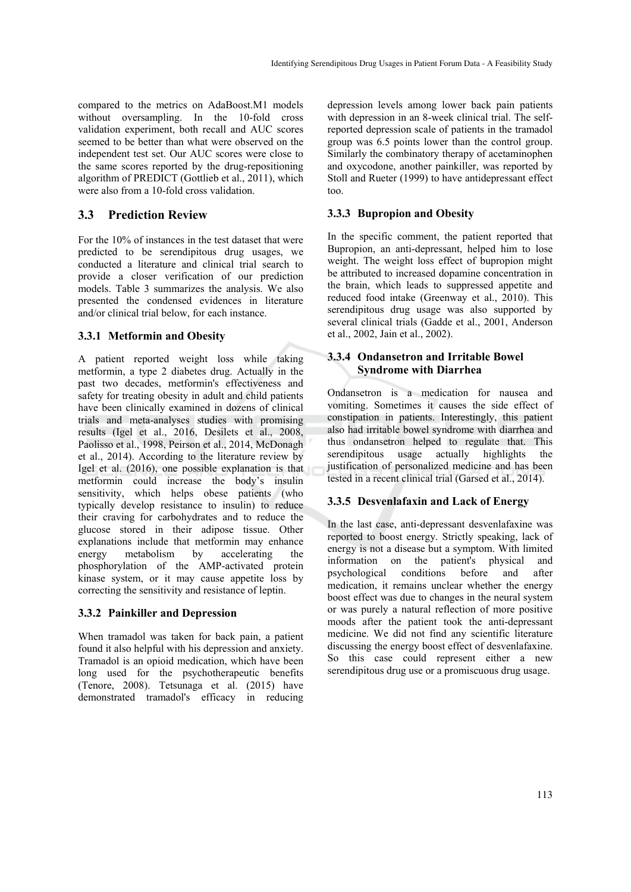compared to the metrics on AdaBoost.M1 models without oversampling. In the 10-fold cross validation experiment, both recall and AUC scores seemed to be better than what were observed on the independent test set. Our AUC scores were close to the same scores reported by the drug-repositioning algorithm of PREDICT (Gottlieb et al., 2011), which were also from a 10-fold cross validation.

## 3.3 Prediction Review

For the 10% of instances in the test dataset that were predicted to be serendipitous drug usages, we conducted a literature and clinical trial search to provide a closer verification of our prediction models. Table 3 summarizes the analysis. We also presented the condensed evidences in literature and/or clinical trial below, for each instance.

### 3.3.1 Metformin and Obesity

A patient reported weight loss while taking metformin, a type 2 diabetes drug. Actually in the past two decades, metformin's effectiveness and safety for treating obesity in adult and child patients have been clinically examined in dozens of clinical trials and meta-analyses studies with promising results (Igel et al., 2016, Desilets et al., 2008, Paolisso et al., 1998, Peirson et al., 2014, McDonagh et al., 2014). According to the literature review by Igel et al. (2016), one possible explanation is that metformin could increase the body's insulin sensitivity, which helps obese patients (who typically develop resistance to insulin) to reduce their craving for carbohydrates and to reduce the glucose stored in their adipose tissue. Other explanations include that metformin may enhance energy metabolism by accelerating the phosphorylation of the AMP-activated protein kinase system, or it may cause appetite loss by correcting the sensitivity and resistance of leptin.

### 3.3.2 Painkiller and Depression

When tramadol was taken for back pain, a patient found it also helpful with his depression and anxiety. Tramadol is an opioid medication, which have been long used for the psychotherapeutic benefits (Tenore, 2008). Tetsunaga et al. (2015) have demonstrated tramadol's efficacy in reducing depression levels among lower back pain patients with depression in an 8-week clinical trial. The self-reported depression scale of patients in the tramadol group was 6.5 points lower than the control group. Similarly the combinatory therapy of acetaminophen and oxycodone, another painkiller, was reported by Stoll and Rueter (1999) to have antidepressant effect too.

### 3.3.3 Bupropion and Obesity

In the specific comment, the patient reported that Bupropion, an anti-depressant, helped him to lose weight. The weight loss effect of bupropion might be attributed to increased dopamine concentration in the brain, which leads to suppressed appetite and reduced food intake (Greenway et al., 2010). This serendipitous drug usage was also supported by several clinical trials (Gadde et al., 2001, Anderson et al., 2002, Jain et al., 2002).

### 3.3.4 Ondansetron and Irritable Bowel Syndrome with Diarrhea

Ondansetron is a medication for nausea and vomiting. Sometimes it causes the side effect of constipation in patients. Interestingly, this patient also had irritable bowel syndrome with diarrhea and thus ondansetron helped to regulate that. This serendipitous usage actually highlights the justification of personalized medicine and has been tested in a recent clinical trial (Garsed et al., 2014).

### 3.3.5 Desvenlafaxin and Lack of Energy

In the last case, anti-depressant desvenlafaxine was reported to boost energy. Strictly speaking, lack of energy is not a disease but a symptom. With limited information on the patient's physical and psychological conditions before and after medication, it remains unclear whether the energy boost effect was due to changes in the neural system or was purely a natural reflection of more positive moods after the patient took the anti-depressant medicine. We did not find any scientific literature discussing the energy boost effect of desvenlafaxine. So this case could represent either a new serendipitous drug use or a promiscuous drug usage.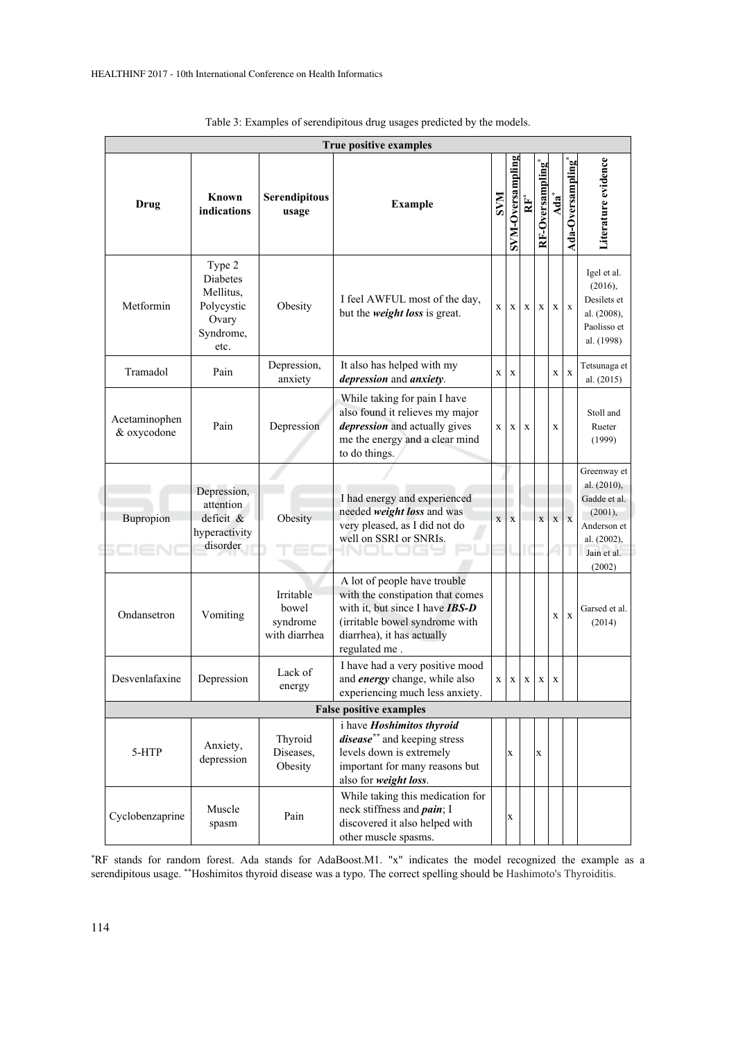Table 3: Examples of serendipitous drug usages predicted by the models.

| Drug | Known indications | Serendipitous usage | Example | SVM | SVM-Oversampling | RF* | RF-Oversampling* | Ada* | Ada-Oversampling* | Literature evidence |
|---|---|---|---|---|---|---|---|---|---|---|
| **True positive examples** | | | | | | | | | | |
| Metformin | Type 2 Diabetes Mellitus, Polycystic Ovary Syndrome, etc. | Obesity | I feel AWFUL most of the day, but the ***weight loss*** is great. | x | x | x | x | x | x | Igel et al. (2016), Desilets et al. (2008), Paolisso et al. (1998) |
| Tramadol | Pain | Depression, anxiety | It also has helped with my ***depression*** and ***anxiety***. | x | x | | | x | x | Tetsunaga et al. (2015) |
| Acetaminophen & oxycodone | Pain | Depression | While taking for pain I have also found it relieves my major ***depression*** and actually gives me the energy and a clear mind to do things. | x | x | x | | x | | Stoll and Rueter (1999) |
| Bupropion | Depression, attention deficit & hyperactivity disorder | Obesity | I had energy and experienced needed ***weight loss*** and was very pleased, as I did not do well on SSRI or SNRIs. | x | x | | x | x | x | Greenway et al. (2010), Gadde et al. (2001), Anderson et al. (2002), Jain et al. (2002) |
| Ondansetron | Vomiting | Irritable bowel syndrome with diarrhea | A lot of people have trouble with the constipation that comes with it, but since I have ***IBS-D*** (irritable bowel syndrome with diarrhea), it has actually regulated me . | | | | | x | x | Garsed et al. (2014) |
| Desvenlafaxine | Depression | Lack of energy | I have had a very positive mood and ***energy*** change, while also experiencing much less anxiety. | x | x | x | x | x | | |
| **False positive examples** | | | | | | | | | | |
| 5-HTP | Anxiety, depression | Thyroid Diseases, Obesity | i have ***Hoshimitos thyroid disease***** and keeping stress levels down is extremely important for many reasons but also for ***weight loss***. | | x | | x | | | |
| Cyclobenzaprine | Muscle spasm | Pain | While taking this medication for neck stiffness and ***pain***; I discovered it also helped with other muscle spasms. | | x | | | | | |

*RF stands for random forest. Ada stands for AdaBoost.M1. "x" indicates the model recognized the example as a serendipitous usage. **Hoshimitos thyroid disease was a typo. The correct spelling should be Hashimoto's Thyroiditis.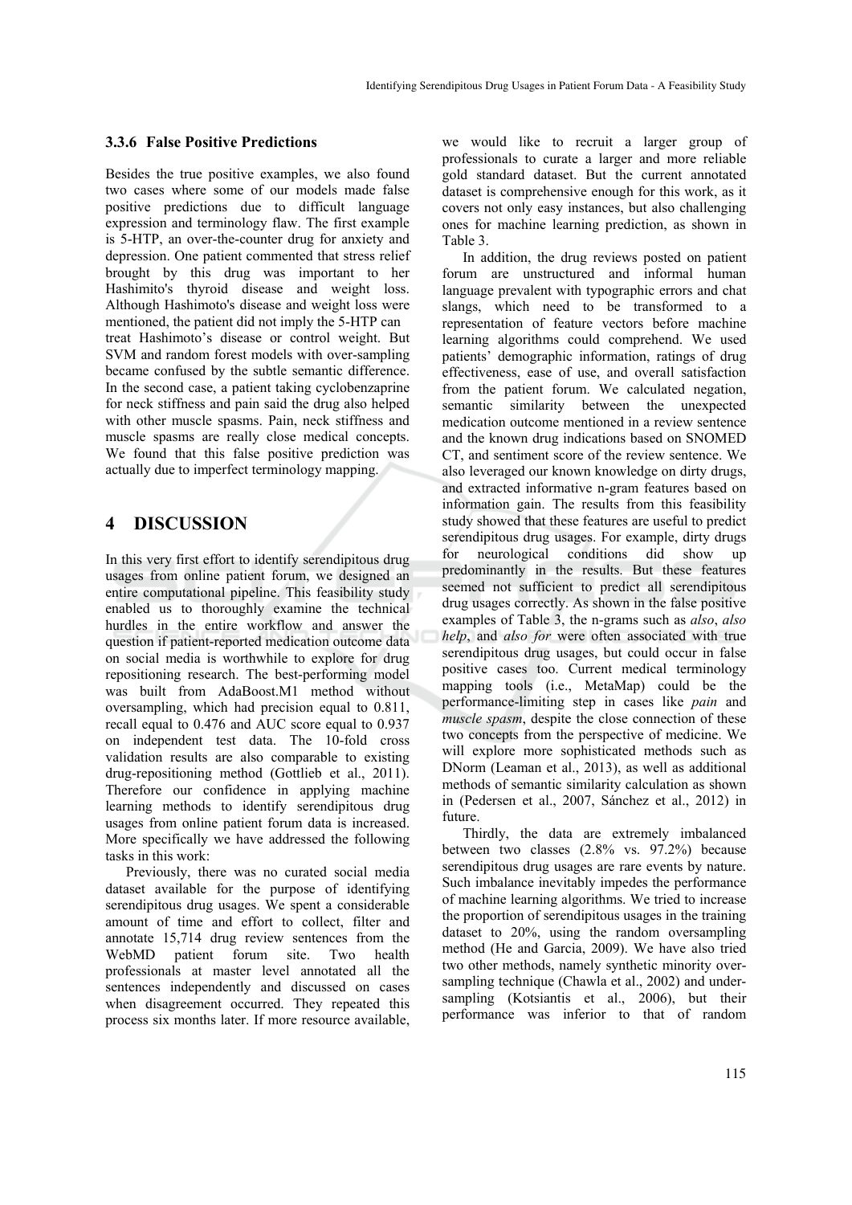### 3.3.6 False Positive Predictions

Besides the true positive examples, we also found two cases where some of our models made false positive predictions due to difficult language expression and terminology flaw. The first example is 5-HTP, an over-the-counter drug for anxiety and depression. One patient commented that stress relief brought by this drug was important to her Hashimito's thyroid disease and weight loss. Although Hashimoto's disease and weight loss were mentioned, the patient did not imply the 5-HTP can treat Hashimoto's disease or control weight. But SVM and random forest models with over-sampling became confused by the subtle semantic difference. In the second case, a patient taking cyclobenzaprine for neck stiffness and pain said the drug also helped with other muscle spasms. Pain, neck stiffness and muscle spasms are really close medical concepts. We found that this false positive prediction was actually due to imperfect terminology mapping.

## 4 DISCUSSION

In this very first effort to identify serendipitous drug usages from online patient forum, we designed an entire computational pipeline. This feasibility study enabled us to thoroughly examine the technical hurdles in the entire workflow and answer the question if patient-reported medication outcome data on social media is worthwhile to explore for drug repositioning research. The best-performing model was built from AdaBoost.M1 method without oversampling, which had precision equal to 0.811, recall equal to 0.476 and AUC score equal to 0.937 on independent test data. The 10-fold cross validation results are also comparable to existing drug-repositioning method (Gottlieb et al., 2011). Therefore our confidence in applying machine learning methods to identify serendipitous drug usages from online patient forum data is increased. More specifically we have addressed the following tasks in this work:

Previously, there was no curated social media dataset available for the purpose of identifying serendipitous drug usages. We spent a considerable amount of time and effort to collect, filter and annotate 15,714 drug review sentences from the WebMD patient forum site. Two health professionals at master level annotated all the sentences independently and discussed on cases when disagreement occurred. They repeated this process six months later. If more resource available, we would like to recruit a larger group of professionals to curate a larger and more reliable gold standard dataset. But the current annotated dataset is comprehensive enough for this work, as it covers not only easy instances, but also challenging ones for machine learning prediction, as shown in Table 3.

In addition, the drug reviews posted on patient forum are unstructured and informal human language prevalent with typographic errors and chat slangs, which need to be transformed to a representation of feature vectors before machine learning algorithms could comprehend. We used patients' demographic information, ratings of drug effectiveness, ease of use, and overall satisfaction from the patient forum. We calculated negation, semantic similarity between the unexpected medication outcome mentioned in a review sentence and the known drug indications based on SNOMED CT, and sentiment score of the review sentence. We also leveraged our known knowledge on dirty drugs, and extracted informative n-gram features based on information gain. The results from this feasibility study showed that these features are useful to predict serendipitous drug usages. For example, dirty drugs for neurological conditions did show up predominantly in the results. But these features seemed not sufficient to predict all serendipitous drug usages correctly. As shown in the false positive examples of Table 3, the n-grams such as *also*, *also help*, and *also for* were often associated with true serendipitous drug usages, but could occur in false positive cases too. Current medical terminology mapping tools (i.e., MetaMap) could be the performance-limiting step in cases like *pain* and *muscle spasm*, despite the close connection of these two concepts from the perspective of medicine. We will explore more sophisticated methods such as DNorm (Leaman et al., 2013), as well as additional methods of semantic similarity calculation as shown in (Pedersen et al., 2007, Sánchez et al., 2012) in future.

Thirdly, the data are extremely imbalanced between two classes (2.8% vs. 97.2%) because serendipitous drug usages are rare events by nature. Such imbalance inevitably impedes the performance of machine learning algorithms. We tried to increase the proportion of serendipitous usages in the training dataset to 20%, using the random oversampling method (He and Garcia, 2009). We have also tried two other methods, namely synthetic minority over-sampling technique (Chawla et al., 2002) and under-sampling (Kotsiantis et al., 2006), but their performance was inferior to that of random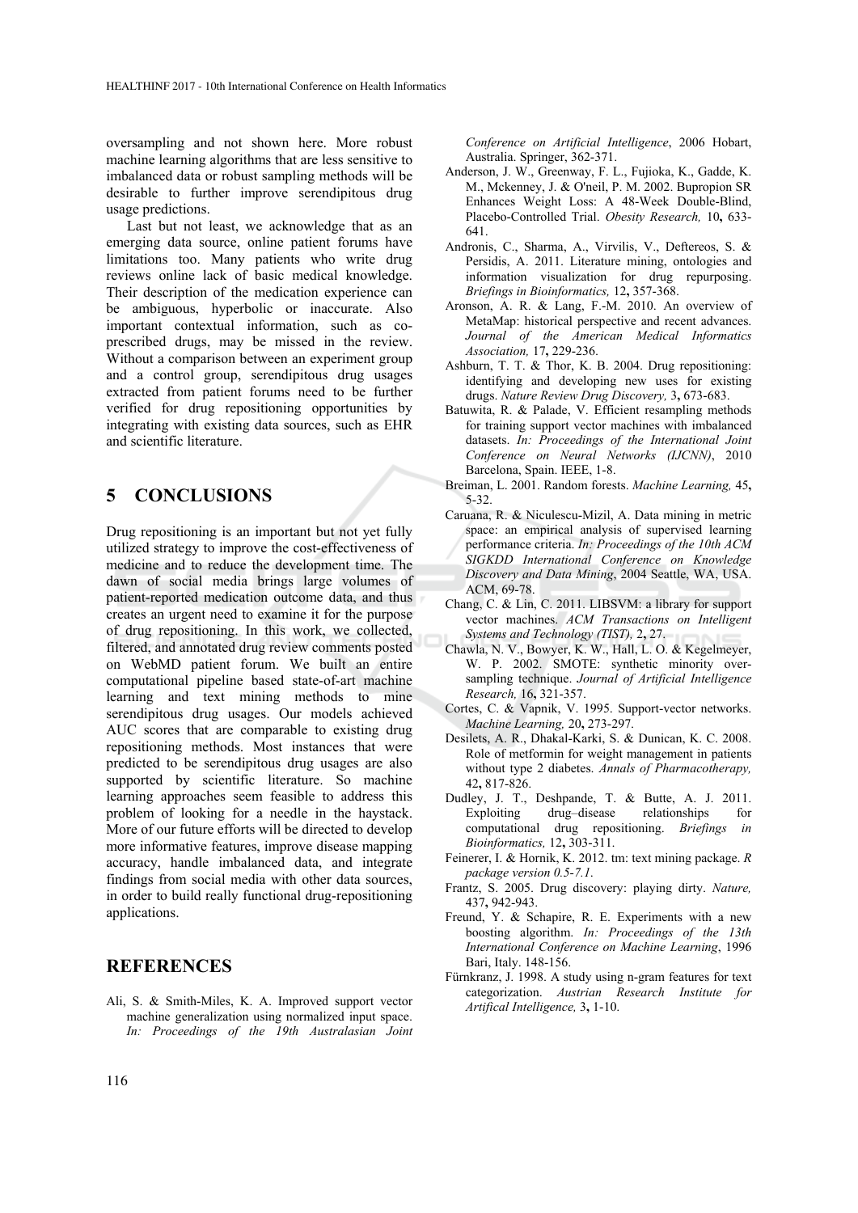oversampling and not shown here. More robust machine learning algorithms that are less sensitive to imbalanced data or robust sampling methods will be desirable to further improve serendipitous drug usage predictions.

Last but not least, we acknowledge that as an emerging data source, online patient forums have limitations too. Many patients who write drug reviews online lack of basic medical knowledge. Their description of the medication experience can be ambiguous, hyperbolic or inaccurate. Also important contextual information, such as co-prescribed drugs, may be missed in the review. Without a comparison between an experiment group and a control group, serendipitous drug usages extracted from patient forums need to be further verified for drug repositioning opportunities by integrating with existing data sources, such as EHR and scientific literature.

## 5 CONCLUSIONS

Drug repositioning is an important but not yet fully utilized strategy to improve the cost-effectiveness of medicine and to reduce the development time. The dawn of social media brings large volumes of patient-reported medication outcome data, and thus creates an urgent need to examine it for the purpose of drug repositioning. In this work, we collected, filtered, and annotated drug review comments posted on WebMD patient forum. We built an entire computational pipeline based state-of-art machine learning and text mining methods to mine serendipitous drug usages. Our models achieved AUC scores that are comparable to existing drug repositioning methods. Most instances that were predicted to be serendipitous drug usages are also supported by scientific literature. So machine learning approaches seem feasible to address this problem of looking for a needle in the haystack. More of our future efforts will be directed to develop more informative features, improve disease mapping accuracy, handle imbalanced data, and integrate findings from social media with other data sources, in order to build really functional drug-repositioning applications.

## REFERENCES

Ali, S. & Smith-Miles, K. A. Improved support vector machine generalization using normalized input space. *In: Proceedings of the 19th Australasian Joint Conference on Artificial Intelligence*, 2006 Hobart, Australia. Springer, 362-371.

Anderson, J. W., Greenway, F. L., Fujioka, K., Gadde, K. M., Mckenney, J. & O'neil, P. M. 2002. Bupropion SR Enhances Weight Loss: A 48-Week Double-Blind, Placebo-Controlled Trial. *Obesity Research,* 10**,** 633-641.

Andronis, C., Sharma, A., Virvilis, V., Deftereos, S. & Persidis, A. 2011. Literature mining, ontologies and information visualization for drug repurposing. *Briefings in Bioinformatics,* 12**,** 357-368.

Aronson, A. R. & Lang, F.-M. 2010. An overview of MetaMap: historical perspective and recent advances. *Journal of the American Medical Informatics Association,* 17**,** 229-236.

Ashburn, T. T. & Thor, K. B. 2004. Drug repositioning: identifying and developing new uses for existing drugs. *Nature Review Drug Discovery,* 3**,** 673-683.

Batuwita, R. & Palade, V. Efficient resampling methods for training support vector machines with imbalanced datasets. *In: Proceedings of the International Joint Conference on Neural Networks (IJCNN)*, 2010 Barcelona, Spain. IEEE, 1-8.

Breiman, L. 2001. Random forests. *Machine Learning,* 45**,** 5-32.

Caruana, R. & Niculescu-Mizil, A. Data mining in metric space: an empirical analysis of supervised learning performance criteria. *In: Proceedings of the 10th ACM SIGKDD International Conference on Knowledge Discovery and Data Mining*, 2004 Seattle, WA, USA. ACM, 69-78.

Chang, C. & Lin, C. 2011. LIBSVM: a library for support vector machines. *ACM Transactions on Intelligent Systems and Technology (TIST),* 2**,** 27.

Chawla, N. V., Bowyer, K. W., Hall, L. O. & Kegelmeyer, W. P. 2002. SMOTE: synthetic minority over-sampling technique. *Journal of Artificial Intelligence Research,* 16**,** 321-357.

Cortes, C. & Vapnik, V. 1995. Support-vector networks. *Machine Learning,* 20**,** 273-297.

Desilets, A. R., Dhakal-Karki, S. & Dunican, K. C. 2008. Role of metformin for weight management in patients without type 2 diabetes. *Annals of Pharmacotherapy,* 42**,** 817-826.

Dudley, J. T., Deshpande, T. & Butte, A. J. 2011. Exploiting drug–disease relationships for computational drug repositioning. *Briefings in Bioinformatics,* 12**,** 303-311.

Feinerer, I. & Hornik, K. 2012. tm: text mining package. *R package version 0.5-7.1*.

Frantz, S. 2005. Drug discovery: playing dirty. *Nature,* 437**,** 942-943.

Freund, Y. & Schapire, R. E. Experiments with a new boosting algorithm. *In: Proceedings of the 13th International Conference on Machine Learning*, 1996 Bari, Italy. 148-156.

Fürnkranz, J. 1998. A study using n-gram features for text categorization. *Austrian Research Institute for Artifical Intelligence,* 3**,** 1-10.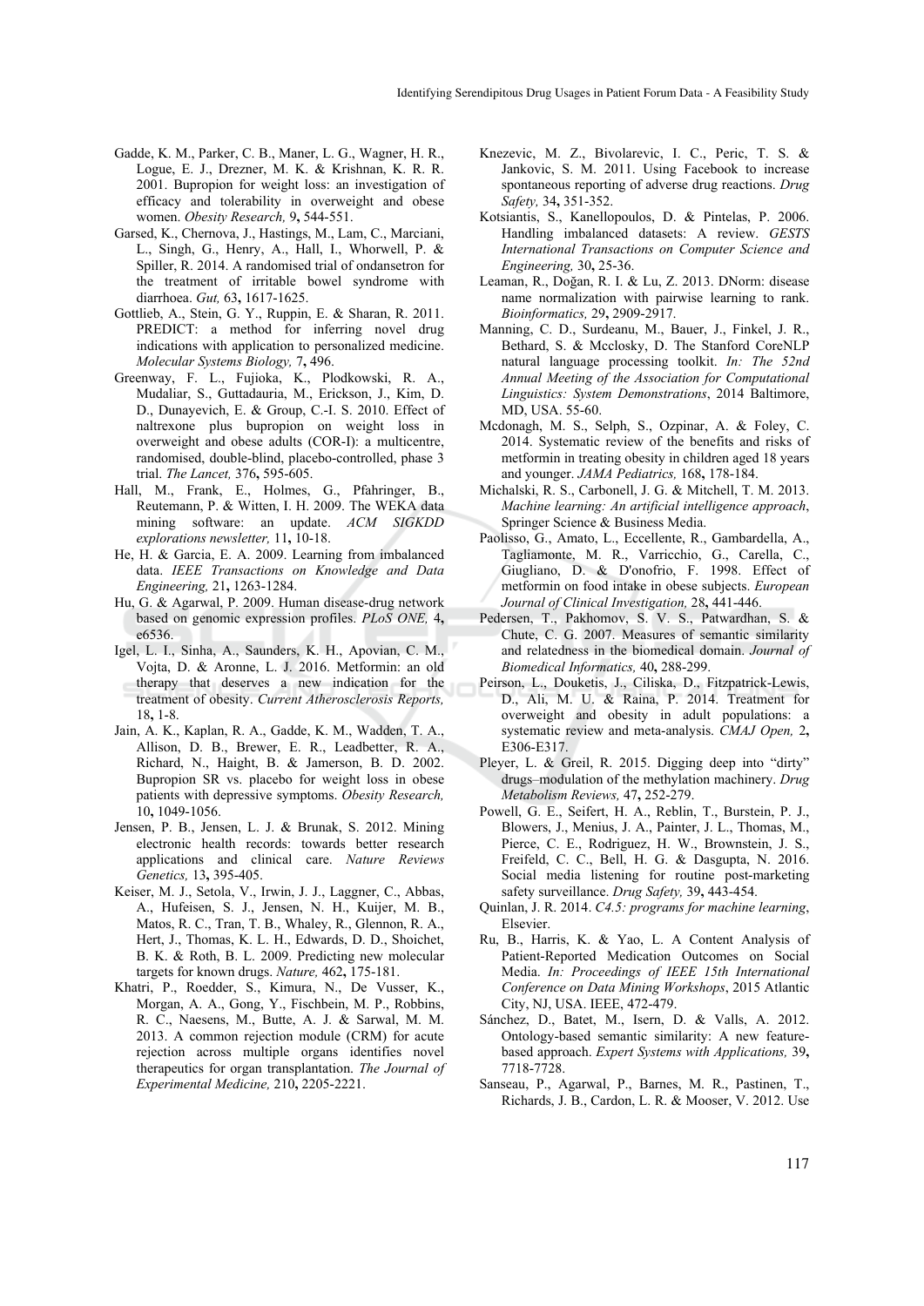Gadde, K. M., Parker, C. B., Maner, L. G., Wagner, H. R., Logue, E. J., Drezner, M. K. & Krishnan, K. R. R. 2001. Bupropion for weight loss: an investigation of efficacy and tolerability in overweight and obese women. *Obesity Research,* 9**,** 544-551.

Garsed, K., Chernova, J., Hastings, M., Lam, C., Marciani, L., Singh, G., Henry, A., Hall, I., Whorwell, P. & Spiller, R. 2014. A randomised trial of ondansetron for the treatment of irritable bowel syndrome with diarrhoea. *Gut,* 63**,** 1617-1625.

Gottlieb, A., Stein, G. Y., Ruppin, E. & Sharan, R. 2011. PREDICT: a method for inferring novel drug indications with application to personalized medicine. *Molecular Systems Biology,* 7**,** 496.

Greenway, F. L., Fujioka, K., Plodkowski, R. A., Mudaliar, S., Guttadauria, M., Erickson, J., Kim, D. D., Dunayevich, E. & Group, C.-I. S. 2010. Effect of naltrexone plus bupropion on weight loss in overweight and obese adults (COR-I): a multicentre, randomised, double-blind, placebo-controlled, phase 3 trial. *The Lancet,* 376**,** 595-605.

Hall, M., Frank, E., Holmes, G., Pfahringer, B., Reutemann, P. & Witten, I. H. 2009. The WEKA data mining software: an update. *ACM SIGKDD explorations newsletter,* 11**,** 10-18.

He, H. & Garcia, E. A. 2009. Learning from imbalanced data. *IEEE Transactions on Knowledge and Data Engineering,* 21**,** 1263-1284.

Hu, G. & Agarwal, P. 2009. Human disease-drug network based on genomic expression profiles. *PLoS ONE,* 4**,** e6536.

Igel, L. I., Sinha, A., Saunders, K. H., Apovian, C. M., Vojta, D. & Aronne, L. J. 2016. Metformin: an old therapy that deserves a new indication for the treatment of obesity. *Current Atherosclerosis Reports,* 18**,** 1-8.

Jain, A. K., Kaplan, R. A., Gadde, K. M., Wadden, T. A., Allison, D. B., Brewer, E. R., Leadbetter, R. A., Richard, N., Haight, B. & Jamerson, B. D. 2002. Bupropion SR vs. placebo for weight loss in obese patients with depressive symptoms. *Obesity Research,* 10**,** 1049-1056.

Jensen, P. B., Jensen, L. J. & Brunak, S. 2012. Mining electronic health records: towards better research applications and clinical care. *Nature Reviews Genetics,* 13**,** 395-405.

Keiser, M. J., Setola, V., Irwin, J. J., Laggner, C., Abbas, A., Hufeisen, S. J., Jensen, N. H., Kuijer, M. B., Matos, R. C., Tran, T. B., Whaley, R., Glennon, R. A., Hert, J., Thomas, K. L. H., Edwards, D. D., Shoichet, B. K. & Roth, B. L. 2009. Predicting new molecular targets for known drugs. *Nature,* 462**,** 175-181.

Khatri, P., Roedder, S., Kimura, N., De Vusser, K., Morgan, A. A., Gong, Y., Fischbein, M. P., Robbins, R. C., Naesens, M., Butte, A. J. & Sarwal, M. M. 2013. A common rejection module (CRM) for acute rejection across multiple organs identifies novel therapeutics for organ transplantation. *The Journal of Experimental Medicine,* 210**,** 2205-2221.

Knezevic, M. Z., Bivolarevic, I. C., Peric, T. S. & Jankovic, S. M. 2011. Using Facebook to increase spontaneous reporting of adverse drug reactions. *Drug Safety,* 34**,** 351-352.

Kotsiantis, S., Kanellopoulos, D. & Pintelas, P. 2006. Handling imbalanced datasets: A review. *GESTS International Transactions on Computer Science and Engineering,* 30**,** 25-36.

Leaman, R., Doğan, R. I. & Lu, Z. 2013. DNorm: disease name normalization with pairwise learning to rank. *Bioinformatics,* 29**,** 2909-2917.

Manning, C. D., Surdeanu, M., Bauer, J., Finkel, J. R., Bethard, S. & Mcclosky, D. The Stanford CoreNLP natural language processing toolkit. *In: The 52nd Annual Meeting of the Association for Computational Linguistics: System Demonstrations*, 2014 Baltimore, MD, USA. 55-60.

Mcdonagh, M. S., Selph, S., Ozpinar, A. & Foley, C. 2014. Systematic review of the benefits and risks of metformin in treating obesity in children aged 18 years and younger. *JAMA Pediatrics,* 168**,** 178-184.

Michalski, R. S., Carbonell, J. G. & Mitchell, T. M. 2013. *Machine learning: An artificial intelligence approach*, Springer Science & Business Media.

Paolisso, G., Amato, L., Eccellente, R., Gambardella, A., Tagliamonte, M. R., Varricchio, G., Carella, C., Giugliano, D. & D'onofrio, F. 1998. Effect of metformin on food intake in obese subjects. *European Journal of Clinical Investigation,* 28**,** 441-446.

Pedersen, T., Pakhomov, S. V. S., Patwardhan, S. & Chute, C. G. 2007. Measures of semantic similarity and relatedness in the biomedical domain. *Journal of Biomedical Informatics,* 40**,** 288-299.

Peirson, L., Douketis, J., Ciliska, D., Fitzpatrick-Lewis, D., Ali, M. U. & Raina, P. 2014. Treatment for overweight and obesity in adult populations: a systematic review and meta-analysis. *CMAJ Open,* 2**,** E306-E317.

Pleyer, L. & Greil, R. 2015. Digging deep into "dirty" drugs–modulation of the methylation machinery. *Drug Metabolism Reviews,* 47**,** 252-279.

Powell, G. E., Seifert, H. A., Reblin, T., Burstein, P. J., Blowers, J., Menius, J. A., Painter, J. L., Thomas, M., Pierce, C. E., Rodriguez, H. W., Brownstein, J. S., Freifeld, C. C., Bell, H. G. & Dasgupta, N. 2016. Social media listening for routine post-marketing safety surveillance. *Drug Safety,* 39**,** 443-454.

Quinlan, J. R. 2014. *C4.5: programs for machine learning*, Elsevier.

Ru, B., Harris, K. & Yao, L. A Content Analysis of Patient-Reported Medication Outcomes on Social Media. *In: Proceedings of IEEE 15th International Conference on Data Mining Workshops*, 2015 Atlantic City, NJ, USA. IEEE, 472-479.

Sánchez, D., Batet, M., Isern, D. & Valls, A. 2012. Ontology-based semantic similarity: A new feature-based approach. *Expert Systems with Applications,* 39**,** 7718-7728.

Sanseau, P., Agarwal, P., Barnes, M. R., Pastinen, T., Richards, J. B., Cardon, L. R. & Mooser, V. 2012. Use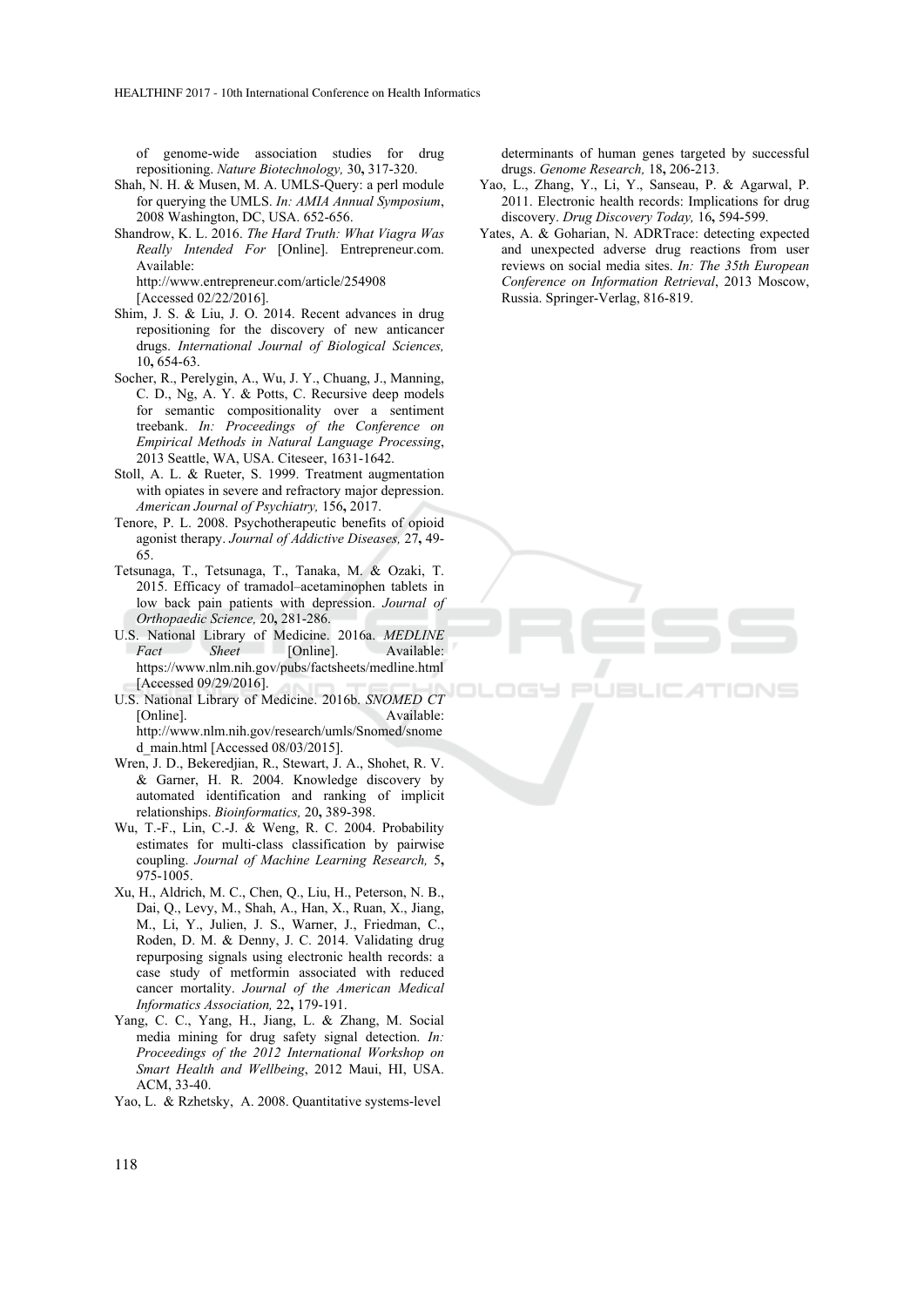of genome-wide association studies for drug repositioning. *Nature Biotechnology,* 30**,** 317-320.

Shah, N. H. & Musen, M. A. UMLS-Query: a perl module for querying the UMLS. *In: AMIA Annual Symposium*, 2008 Washington, DC, USA. 652-656.

Shandrow, K. L. 2016. *The Hard Truth: What Viagra Was Really Intended For* [Online]. Entrepreneur.com. Available: http://www.entrepreneur.com/article/254908 [Accessed 02/22/2016].

Shim, J. S. & Liu, J. O. 2014. Recent advances in drug repositioning for the discovery of new anticancer drugs. *International Journal of Biological Sciences,* 10**,** 654-63.

Socher, R., Perelygin, A., Wu, J. Y., Chuang, J., Manning, C. D., Ng, A. Y. & Potts, C. Recursive deep models for semantic compositionality over a sentiment treebank. *In: Proceedings of the Conference on Empirical Methods in Natural Language Processing*, 2013 Seattle, WA, USA. Citeseer, 1631-1642.

Stoll, A. L. & Rueter, S. 1999. Treatment augmentation with opiates in severe and refractory major depression. *American Journal of Psychiatry,* 156**,** 2017.

Tenore, P. L. 2008. Psychotherapeutic benefits of opioid agonist therapy. *Journal of Addictive Diseases,* 27**,** 49-65.

Tetsunaga, T., Tetsunaga, T., Tanaka, M. & Ozaki, T. 2015. Efficacy of tramadol–acetaminophen tablets in low back pain patients with depression. *Journal of Orthopaedic Science,* 20**,** 281-286.

U.S. National Library of Medicine. 2016a. *MEDLINE Fact Sheet* [Online]. Available: https://www.nlm.nih.gov/pubs/factsheets/medline.html [Accessed 09/29/2016].

U.S. National Library of Medicine. 2016b. *SNOMED CT* [Online]. Available: http://www.nlm.nih.gov/research/umls/Snomed/snomed_main.html [Accessed 08/03/2015].

Wren, J. D., Bekeredjian, R., Stewart, J. A., Shohet, R. V. & Garner, H. R. 2004. Knowledge discovery by automated identification and ranking of implicit relationships. *Bioinformatics,* 20**,** 389-398.

Wu, T.-F., Lin, C.-J. & Weng, R. C. 2004. Probability estimates for multi-class classification by pairwise coupling. *Journal of Machine Learning Research,* 5**,** 975-1005.

Xu, H., Aldrich, M. C., Chen, Q., Liu, H., Peterson, N. B., Dai, Q., Levy, M., Shah, A., Han, X., Ruan, X., Jiang, M., Li, Y., Julien, J. S., Warner, J., Friedman, C., Roden, D. M. & Denny, J. C. 2014. Validating drug repurposing signals using electronic health records: a case study of metformin associated with reduced cancer mortality. *Journal of the American Medical Informatics Association,* 22**,** 179-191.

Yang, C. C., Yang, H., Jiang, L. & Zhang, M. Social media mining for drug safety signal detection. *In: Proceedings of the 2012 International Workshop on Smart Health and Wellbeing*, 2012 Maui, HI, USA. ACM, 33-40.

Yao, L. & Rzhetsky, A. 2008. Quantitative systems-level determinants of human genes targeted by successful drugs. *Genome Research,* 18**,** 206-213.

Yao, L., Zhang, Y., Li, Y., Sanseau, P. & Agarwal, P. 2011. Electronic health records: Implications for drug discovery. *Drug Discovery Today,* 16**,** 594-599.

Yates, A. & Goharian, N. ADRTrace: detecting expected and unexpected adverse drug reactions from user reviews on social media sites. *In: The 35th European Conference on Information Retrieval*, 2013 Moscow, Russia. Springer-Verlag, 816-819.